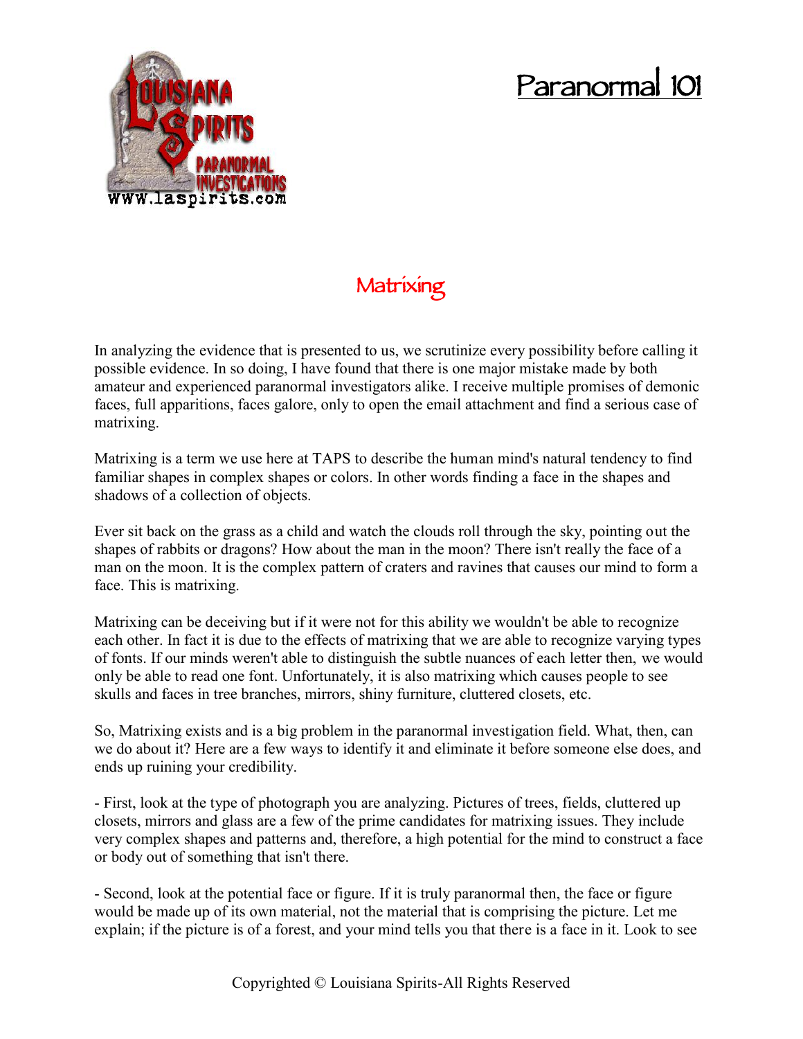# Paranormal 101

## Matrixing

In analyzing the evidence that is presented to us, we scrutinize every possibility before calling it possible evidence. In so doing, I have found that there is one major mistake made by both amateur and experienced paranormal investigators alike. I receive multiple promises of demonic faces, full apparitions, faces galore, only to open the email attachment and find a serious case of matrixing.

Matrixing is a term we use here at TAPS to describe the human mind's natural tendency to find familiar shapes in complex shapes or colors. In other words finding a face in the shapes and shadows of a collection of objects.

Ever sit back on the grass as a child and watch the clouds roll through the sky, pointing out the shapes of rabbits or dragons? How about the man in the moon? There isn't really the face of a man on the moon. It is the complex pattern of craters and ravines that causes our mind to form a face. This is matrixing.

Matrixing can be deceiving but if it were not for this ability we wouldn't be able to recognize each other. In fact it is due to the effects of matrixing that we are able to recognize varying types of fonts. If our minds weren't able to distinguish the subtle nuances of each letter then, we would only be able to read one font. Unfortunately, it is also matrixing which causes people to see skulls and faces in tree branches, mirrors, shiny furniture, cluttered closets, etc.

So, Matrixing exists and is a big problem in the paranormal investigation field. What, then, can we do about it? Here are a few ways to identify it and eliminate it before someone else does, and ends up ruining your credibility.

- First, look at the type of photograph you are analyzing. Pictures of trees, fields, cluttered up closets, mirrors and glass are a few of the prime candidates for matrixing issues. They include very complex shapes and patterns and, therefore, a high potential for the mind to construct a face or body out of something that isn't there.

- Second, look at the potential face or figure. If it is truly paranormal then, the face or figure would be made up of its own material, not the material that is comprising the picture. Let me explain; if the picture is of a forest, and your mind tells you that there is a face in it. Look to see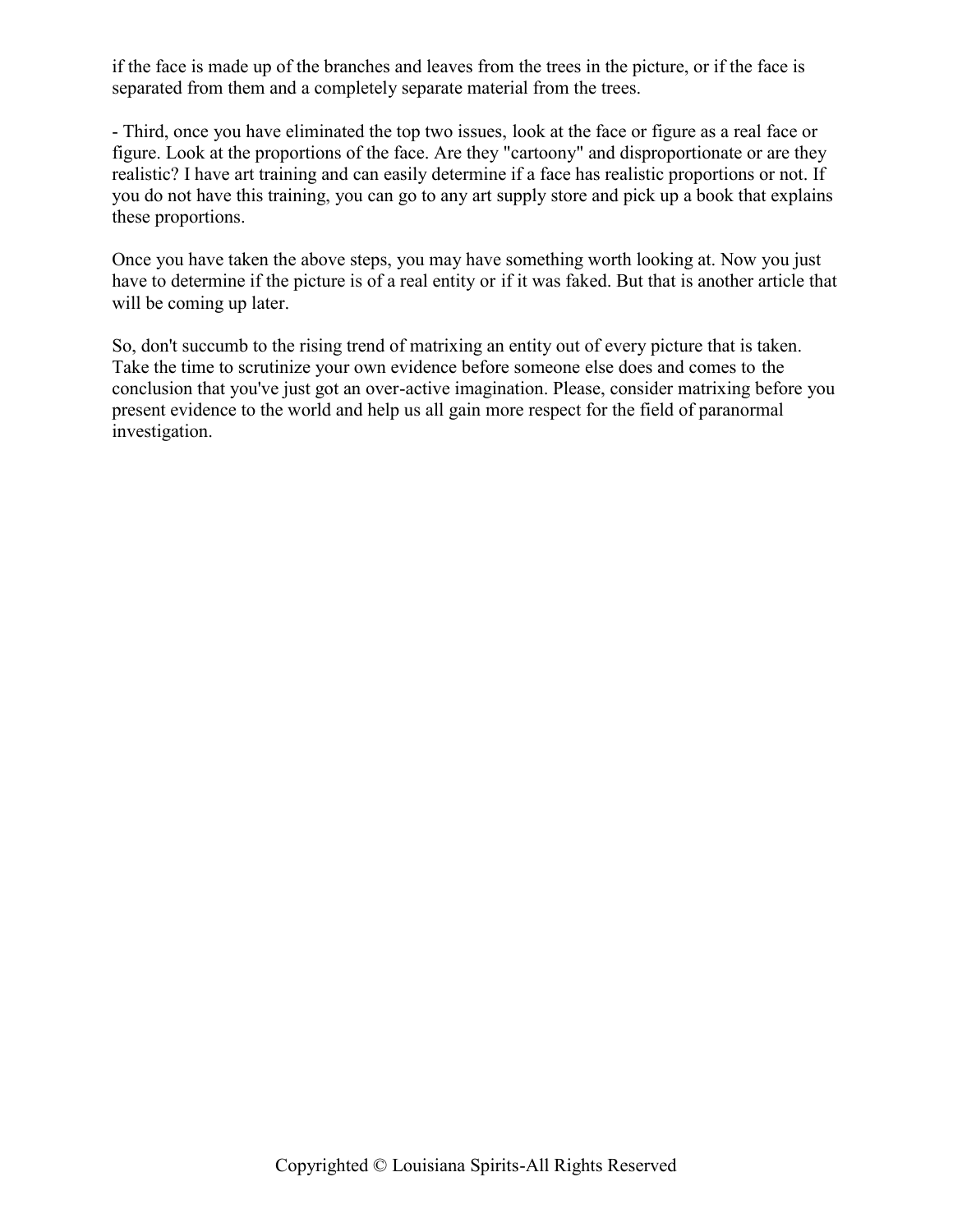if the face is made up of the branches and leaves from the trees in the picture, or if the face is separated from them and a completely separate material from the trees.

- Third, once you have eliminated the top two issues, look at the face or figure as a real face or figure. Look at the proportions of the face. Are they "cartoony" and disproportionate or are they realistic? I have art training and can easily determine if a face has realistic proportions or not. If you do not have this training, you can go to any art supply store and pick up a book that explains these proportions.

Once you have taken the above steps, you may have something worth looking at. Now you just have to determine if the picture is of a real entity or if it was faked. But that is another article that will be coming up later.

So, don't succumb to the rising trend of matrixing an entity out of every picture that is taken. Take the time to scrutinize your own evidence before someone else does and comes to the conclusion that you've just got an over-active imagination. Please, consider matrixing before you present evidence to the world and help us all gain more respect for the field of paranormal investigation.